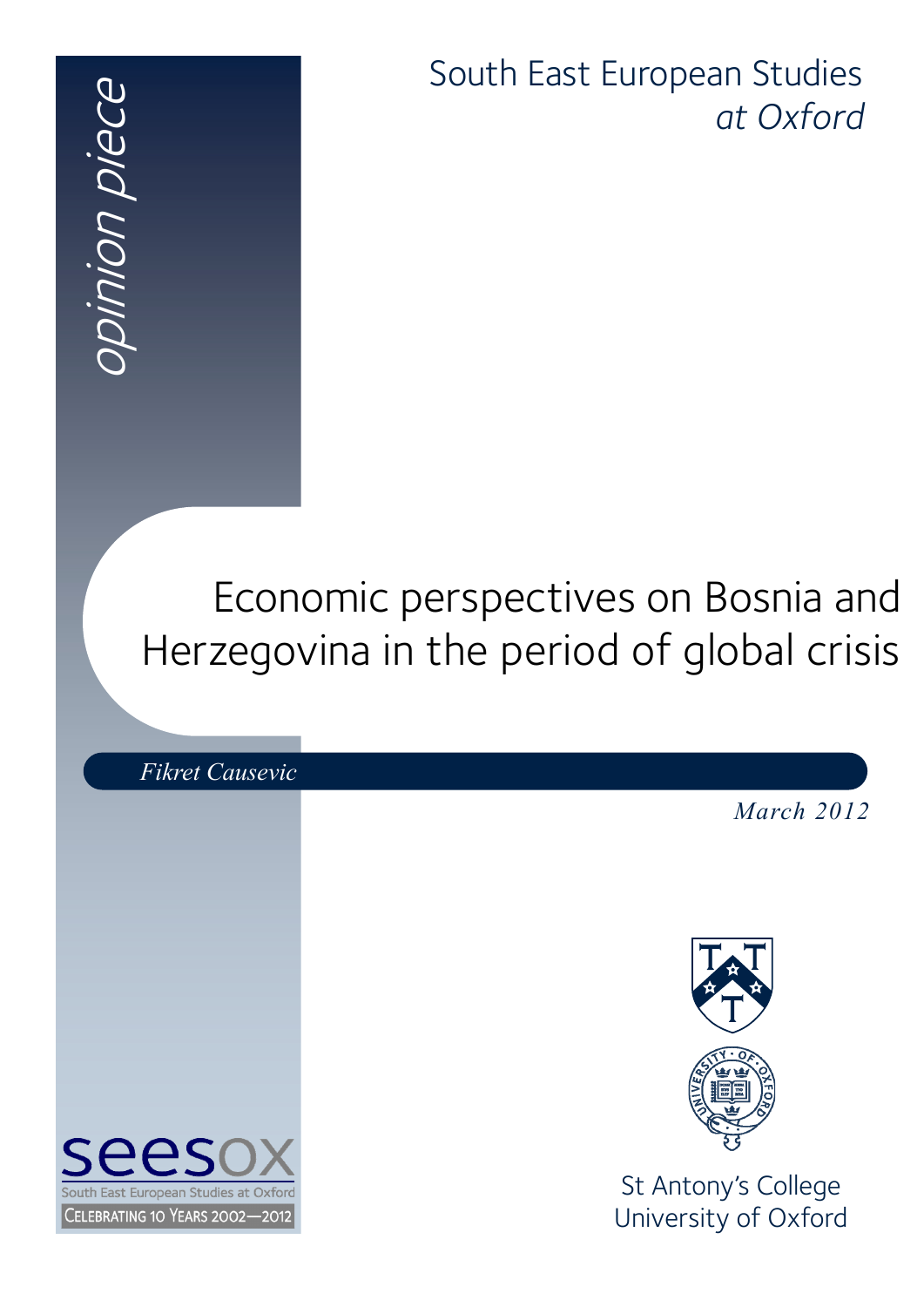*opinion piece*

South East European Studies *at Oxford*

# Economic perspectives on Bosnia and Herzegovina in the period of global crisis

*Fikret Causevic*

*March 2012*

seesox
South East European Studies at Oxford
CELEBRATING 10 YEARS 2002—2012

St Antony's College
University of Oxford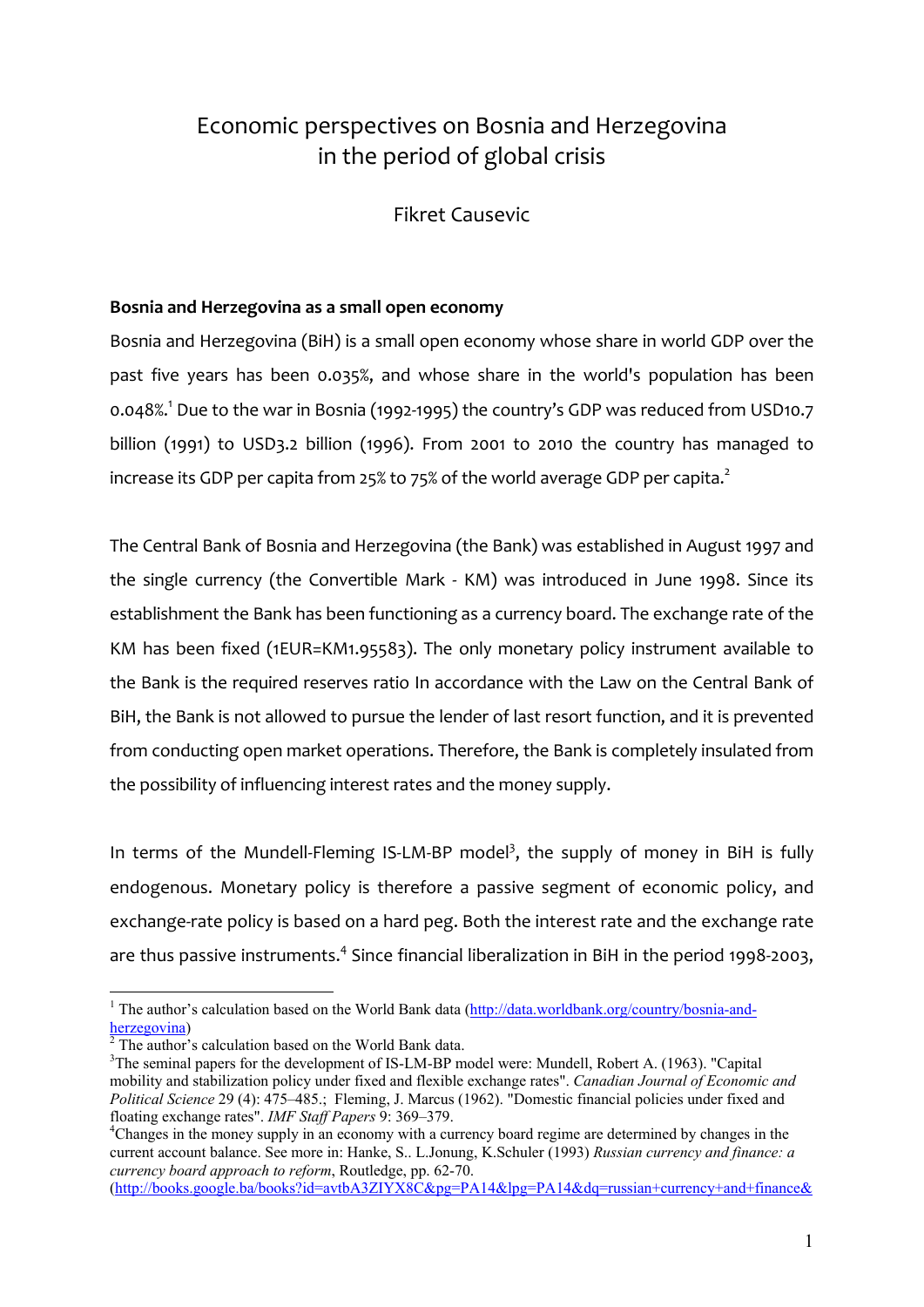# Economic perspectives on Bosnia and Herzegovina in the period of global crisis

Fikret Causevic

## Bosnia and Herzegovina as a small open economy

Bosnia and Herzegovina (BiH) is a small open economy whose share in world GDP over the past five years has been 0.035%, and whose share in the world's population has been 0.048%.[1] Due to the war in Bosnia (1992-1995) the country's GDP was reduced from USD10.7 billion (1991) to USD3.2 billion (1996). From 2001 to 2010 the country has managed to increase its GDP per capita from 25% to 75% of the world average GDP per capita.[2]

The Central Bank of Bosnia and Herzegovina (the Bank) was established in August 1997 and the single currency (the Convertible Mark - KM) was introduced in June 1998. Since its establishment the Bank has been functioning as a currency board. The exchange rate of the KM has been fixed (1EUR=KM1.95583). The only monetary policy instrument available to the Bank is the required reserves ratio In accordance with the Law on the Central Bank of BiH, the Bank is not allowed to pursue the lender of last resort function, and it is prevented from conducting open market operations. Therefore, the Bank is completely insulated from the possibility of influencing interest rates and the money supply.

In terms of the Mundell-Fleming IS-LM-BP model[3], the supply of money in BiH is fully endogenous. Monetary policy is therefore a passive segment of economic policy, and exchange-rate policy is based on a hard peg. Both the interest rate and the exchange rate are thus passive instruments.[4] Since financial liberalization in BiH in the period 1998-2003,

---

[1] The author's calculation based on the World Bank data (http://data.worldbank.org/country/bosnia-and-herzegovina)

[2] The author's calculation based on the World Bank data.

[3] The seminal papers for the development of IS-LM-BP model were: Mundell, Robert A. (1963). "Capital mobility and stabilization policy under fixed and flexible exchange rates". *Canadian Journal of Economic and Political Science* 29 (4): 475–485.; Fleming, J. Marcus (1962). "Domestic financial policies under fixed and floating exchange rates". *IMF Staff Papers* 9: 369–379.

[4] Changes in the money supply in an economy with a currency board regime are determined by changes in the current account balance. See more in: Hanke, S.. L.Jonung, K.Schuler (1993) *Russian currency and finance: a currency board approach to reform*, Routledge, pp. 62-70. (http://books.google.ba/books?id=avtbA3ZIYX8C&pg=PA14&lpg=PA14&dq=russian+currency+and+finance&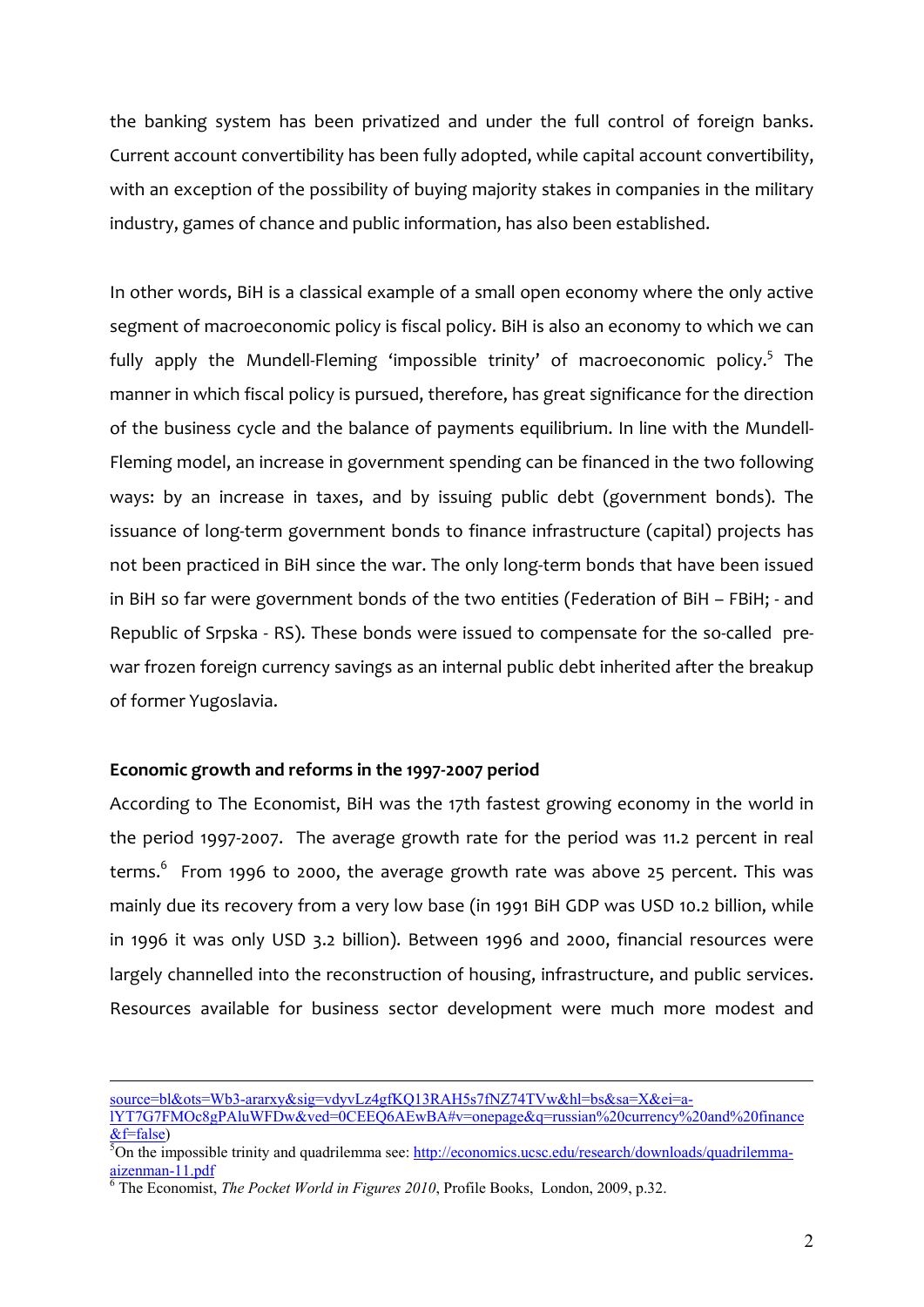the banking system has been privatized and under the full control of foreign banks. Current account convertibility has been fully adopted, while capital account convertibility, with an exception of the possibility of buying majority stakes in companies in the military industry, games of chance and public information, has also been established.

In other words, BiH is a classical example of a small open economy where the only active segment of macroeconomic policy is fiscal policy. BiH is also an economy to which we can fully apply the Mundell-Fleming 'impossible trinity' of macroeconomic policy.[5] The manner in which fiscal policy is pursued, therefore, has great significance for the direction of the business cycle and the balance of payments equilibrium. In line with the Mundell-Fleming model, an increase in government spending can be financed in the two following ways: by an increase in taxes, and by issuing public debt (government bonds). The issuance of long-term government bonds to finance infrastructure (capital) projects has not been practiced in BiH since the war. The only long-term bonds that have been issued in BiH so far were government bonds of the two entities (Federation of BiH – FBiH; - and Republic of Srpska - RS). These bonds were issued to compensate for the so-called pre-war frozen foreign currency savings as an internal public debt inherited after the breakup of former Yugoslavia.

**Economic growth and reforms in the 1997-2007 period**

According to The Economist, BiH was the 17th fastest growing economy in the world in the period 1997-2007. The average growth rate for the period was 11.2 percent in real terms.[6] From 1996 to 2000, the average growth rate was above 25 percent. This was mainly due its recovery from a very low base (in 1991 BiH GDP was USD 10.2 billion, while in 1996 it was only USD 3.2 billion). Between 1996 and 2000, financial resources were largely channelled into the reconstruction of housing, infrastructure, and public services. Resources available for business sector development were much more modest and

---

source=bl&ots=Wb3-ararxy&sig=vdyvLz4gfKQ13RAH5s7fNZ74TVw&hl=bs&sa=X&ei=a-lYT7G7FMOc8gPAluWFDw&ved=0CEEQ6AEwBA#v=onepage&q=russian%20currency%20and%20finance&f=false)

[5] On the impossible trinity and quadrilemma see: http://economics.ucsc.edu/research/downloads/quadrilemma-aizenman-11.pdf

[6] The Economist, *The Pocket World in Figures 2010*, Profile Books, London, 2009, p.32.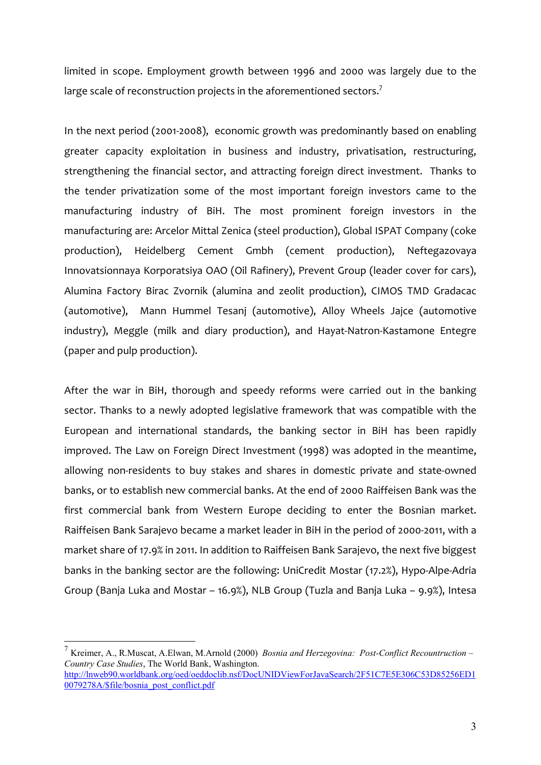limited in scope. Employment growth between 1996 and 2000 was largely due to the large scale of reconstruction projects in the aforementioned sectors.[7]

In the next period (2001-2008), economic growth was predominantly based on enabling greater capacity exploitation in business and industry, privatisation, restructuring, strengthening the financial sector, and attracting foreign direct investment. Thanks to the tender privatization some of the most important foreign investors came to the manufacturing industry of BiH. The most prominent foreign investors in the manufacturing are: Arcelor Mittal Zenica (steel production), Global ISPAT Company (coke production), Heidelberg Cement Gmbh (cement production), Neftegazovaya Innovatsionnaya Korporatsiya OAO (Oil Rafinery), Prevent Group (leader cover for cars), Alumina Factory Birac Zvornik (alumina and zeolit production), CIMOS TMD Gradacac (automotive), Mann Hummel Tesanj (automotive), Alloy Wheels Jajce (automotive industry), Meggle (milk and diary production), and Hayat-Natron-Kastamone Entegre (paper and pulp production).

After the war in BiH, thorough and speedy reforms were carried out in the banking sector. Thanks to a newly adopted legislative framework that was compatible with the European and international standards, the banking sector in BiH has been rapidly improved. The Law on Foreign Direct Investment (1998) was adopted in the meantime, allowing non-residents to buy stakes and shares in domestic private and state-owned banks, or to establish new commercial banks. At the end of 2000 Raiffeisen Bank was the first commercial bank from Western Europe deciding to enter the Bosnian market. Raiffeisen Bank Sarajevo became a market leader in BiH in the period of 2000-2011, with a market share of 17.9% in 2011. In addition to Raiffeisen Bank Sarajevo, the next five biggest banks in the banking sector are the following: UniCredit Mostar (17.2%), Hypo-Alpe-Adria Group (Banja Luka and Mostar – 16.9%), NLB Group (Tuzla and Banja Luka – 9.9%), Intesa

---

[7] Kreimer, A., R.Muscat, A.Elwan, M.Arnold (2000) *Bosnia and Herzegovina: Post-Conflict Recountruction – Country Case Studies*, The World Bank, Washington. http://lnweb90.worldbank.org/oed/oeddoclib.nsf/DocUNIDViewForJavaSearch/2F51C7E5E306C53D85256ED10079278A/$file/bosnia_post_conflict.pdf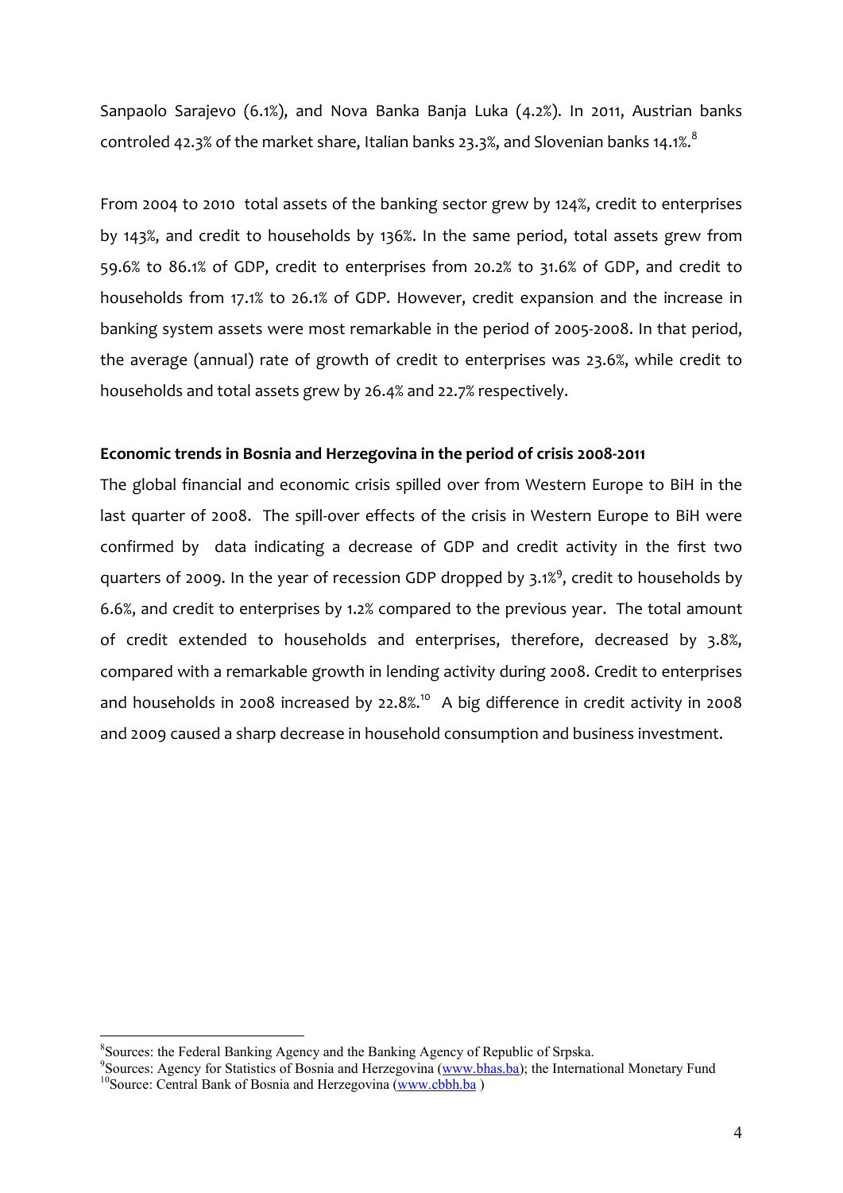Sanpaolo Sarajevo (6.1%), and Nova Banka Banja Luka (4.2%). In 2011, Austrian banks controled 42.3% of the market share, Italian banks 23.3%, and Slovenian banks 14.1%.[8]

From 2004 to 2010 total assets of the banking sector grew by 124%, credit to enterprises by 143%, and credit to households by 136%. In the same period, total assets grew from 59.6% to 86.1% of GDP, credit to enterprises from 20.2% to 31.6% of GDP, and credit to households from 17.1% to 26.1% of GDP. However, credit expansion and the increase in banking system assets were most remarkable in the period of 2005-2008. In that period, the average (annual) rate of growth of credit to enterprises was 23.6%, while credit to households and total assets grew by 26.4% and 22.7% respectively.

**Economic trends in Bosnia and Herzegovina in the period of crisis 2008-2011**

The global financial and economic crisis spilled over from Western Europe to BiH in the last quarter of 2008. The spill-over effects of the crisis in Western Europe to BiH were confirmed by data indicating a decrease of GDP and credit activity in the first two quarters of 2009. In the year of recession GDP dropped by 3.1%[9], credit to households by 6.6%, and credit to enterprises by 1.2% compared to the previous year. The total amount of credit extended to households and enterprises, therefore, decreased by 3.8%, compared with a remarkable growth in lending activity during 2008. Credit to enterprises and households in 2008 increased by 22.8%.[10] A big difference in credit activity in 2008 and 2009 caused a sharp decrease in household consumption and business investment.

---

[8] Sources: the Federal Banking Agency and the Banking Agency of Republic of Srpska.

[9] Sources: Agency for Statistics of Bosnia and Herzegovina (www.bhas.ba); the International Monetary Fund

[10] Source: Central Bank of Bosnia and Herzegovina (www.cbbh.ba )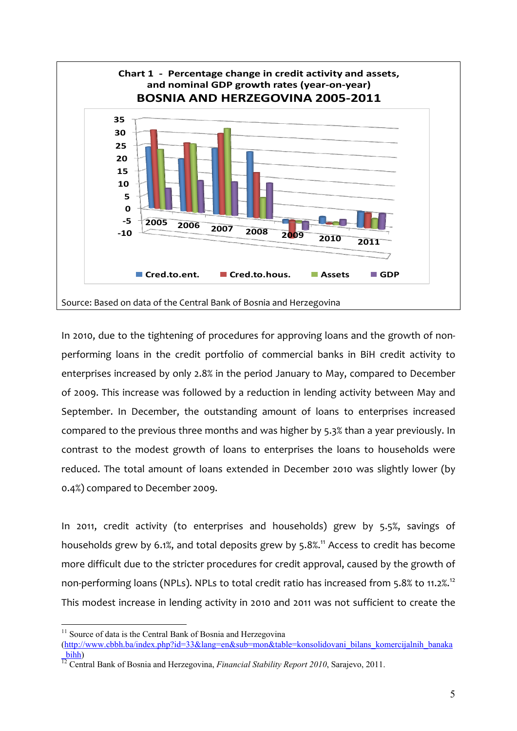**Chart 1 - Percentage change in credit activity and assets, and nominal GDP growth rates (year-on-year)**

**BOSNIA AND HERZEGOVINA 2005-2011**

Source: Based on data of the Central Bank of Bosnia and Herzegovina

In 2010, due to the tightening of procedures for approving loans and the growth of non-performing loans in the credit portfolio of commercial banks in BiH credit activity to enterprises increased by only 2.8% in the period January to May, compared to December of 2009. This increase was followed by a reduction in lending activity between May and September. In December, the outstanding amount of loans to enterprises increased compared to the previous three months and was higher by 5.3% than a year previously. In contrast to the modest growth of loans to enterprises the loans to households were reduced. The total amount of loans extended in December 2010 was slightly lower (by 0.4%) compared to December 2009.

In 2011, credit activity (to enterprises and households) grew by 5.5%, savings of households grew by 6.1%, and total deposits grew by 5.8%.[11] Access to credit has become more difficult due to the stricter procedures for credit approval, caused by the growth of non-performing loans (NPLs). NPLs to total credit ratio has increased from 5.8% to 11.2%.[12] This modest increase in lending activity in 2010 and 2011 was not sufficient to create the

---

[11] Source of data is the Central Bank of Bosnia and Herzegovina (http://www.cbbh.ba/index.php?id=33&lang=en&sub=mon&table=konsolidovani_bilans_komercijalnih_banaka_bihh)

[12] Central Bank of Bosnia and Herzegovina, *Financial Stability Report 2010*, Sarajevo, 2011.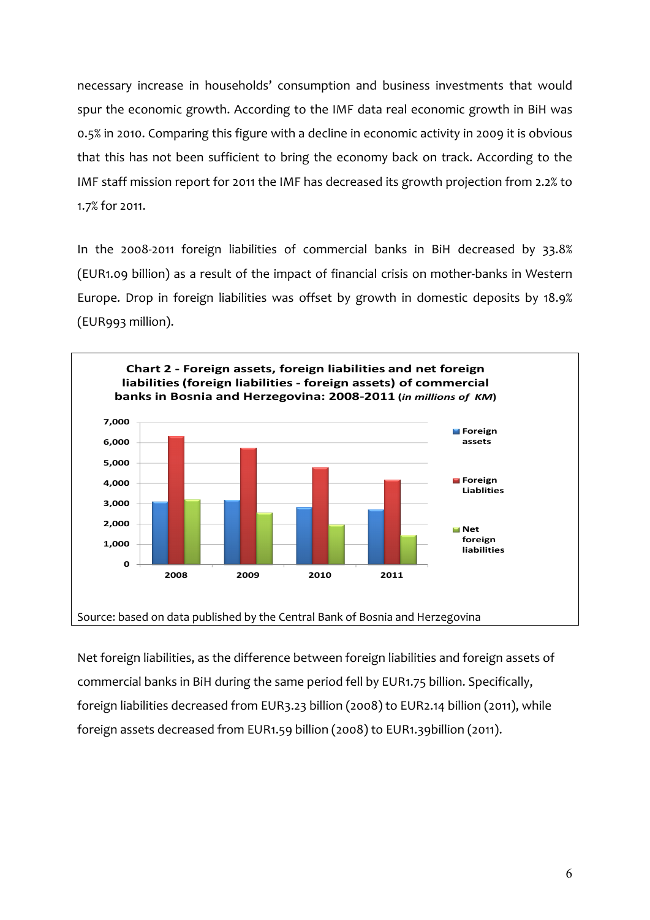necessary increase in households' consumption and business investments that would spur the economic growth. According to the IMF data real economic growth in BiH was 0.5% in 2010. Comparing this figure with a decline in economic activity in 2009 it is obvious that this has not been sufficient to bring the economy back on track. According to the IMF staff mission report for 2011 the IMF has decreased its growth projection from 2.2% to 1.7% for 2011.

In the 2008-2011 foreign liabilities of commercial banks in BiH decreased by 33.8% (EUR1.09 billion) as a result of the impact of financial crisis on mother-banks in Western Europe. Drop in foreign liabilities was offset by growth in domestic deposits by 18.9% (EUR993 million).

**Chart 2 - Foreign assets, foreign liabilities and net foreign liabilities (foreign liabilities - foreign assets) of commercial banks in Bosnia and Herzegovina: 2008-2011 (*in millions of KM*)**

Source: based on data published by the Central Bank of Bosnia and Herzegovina

Net foreign liabilities, as the difference between foreign liabilities and foreign assets of commercial banks in BiH during the same period fell by EUR1.75 billion. Specifically, foreign liabilities decreased from EUR3.23 billion (2008) to EUR2.14 billion (2011), while foreign assets decreased from EUR1.59 billion (2008) to EUR1.39billion (2011).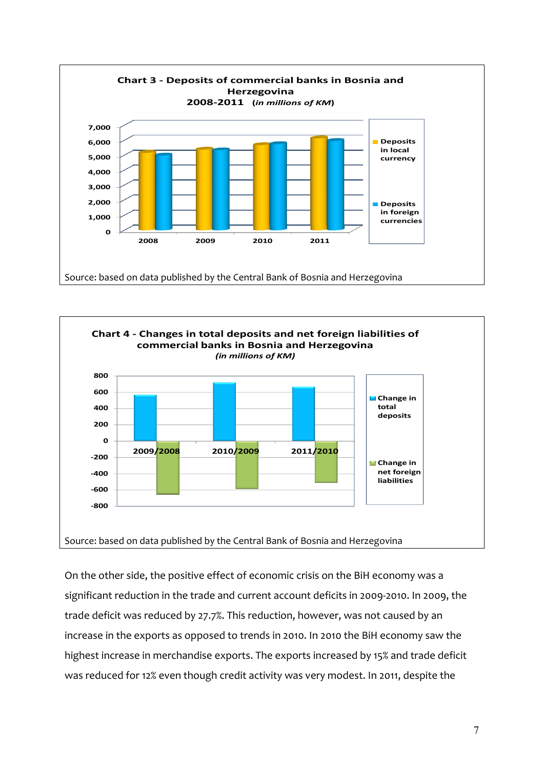**Chart 3 - Deposits of commercial banks in Bosnia and Herzegovina 2008-2011** (*in millions of KM*)

Source: based on data published by the Central Bank of Bosnia and Herzegovina

**Chart 4 - Changes in total deposits and net foreign liabilities of commercial banks in Bosnia and Herzegovina** *(in millions of KM)*

Source: based on data published by the Central Bank of Bosnia and Herzegovina

On the other side, the positive effect of economic crisis on the BiH economy was a significant reduction in the trade and current account deficits in 2009-2010. In 2009, the trade deficit was reduced by 27.7%. This reduction, however, was not caused by an increase in the exports as opposed to trends in 2010. In 2010 the BiH economy saw the highest increase in merchandise exports. The exports increased by 15% and trade deficit was reduced for 12% even though credit activity was very modest. In 2011, despite the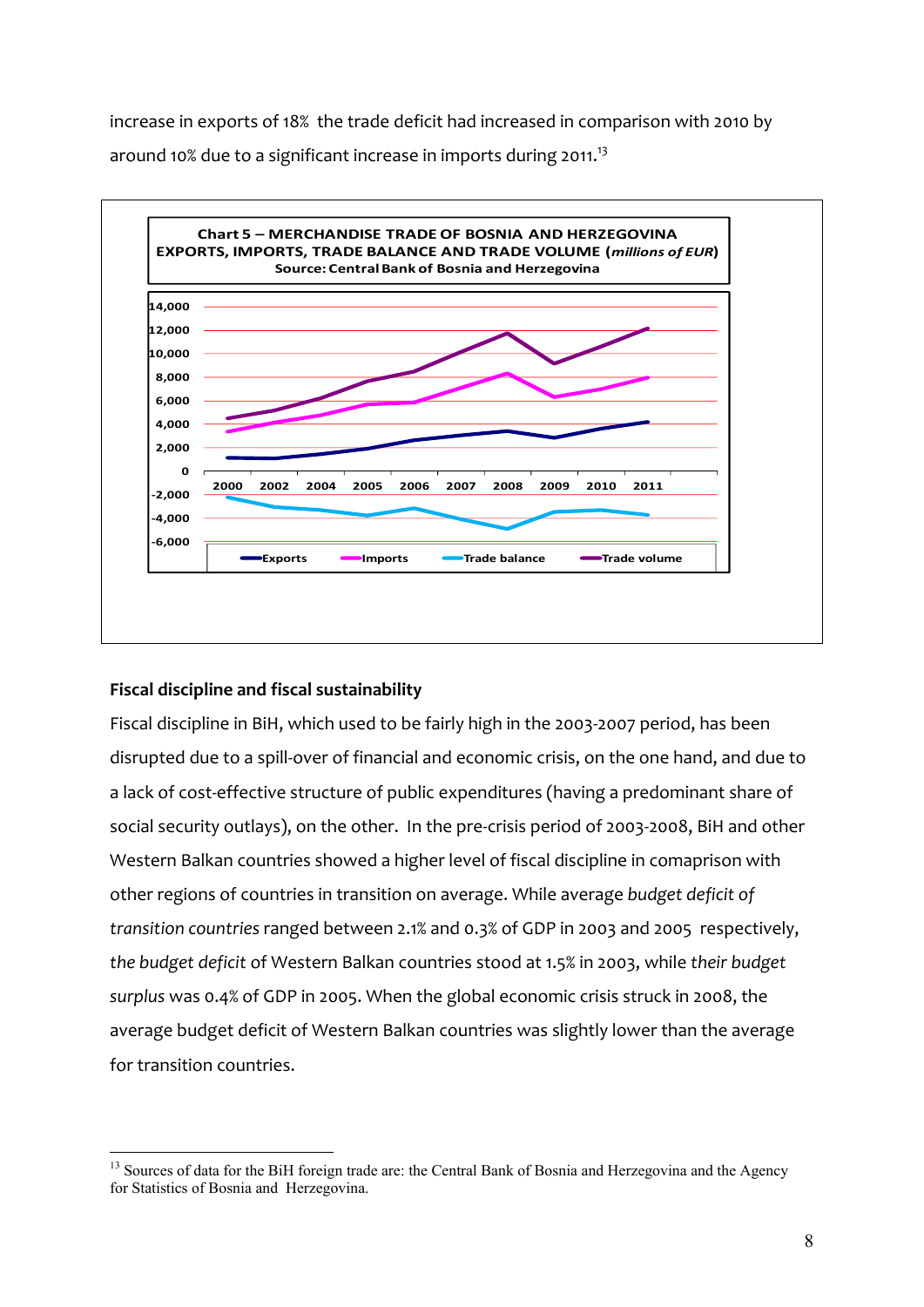increase in exports of 18% the trade deficit had increased in comparison with 2010 by around 10% due to a significant increase in imports during 2011.[13]

**Chart 5 – MERCHANDISE TRADE OF BOSNIA AND HERZEGOVINA EXPORTS, IMPORTS, TRADE BALANCE AND TRADE VOLUME (*millions of EUR*)**
**Source: Central Bank of Bosnia and Herzegovina**

### Fiscal discipline and fiscal sustainability

Fiscal discipline in BiH, which used to be fairly high in the 2003-2007 period, has been disrupted due to a spill-over of financial and economic crisis, on the one hand, and due to a lack of cost-effective structure of public expenditures (having a predominant share of social security outlays), on the other. In the pre-crisis period of 2003-2008, BiH and other Western Balkan countries showed a higher level of fiscal discipline in comaprison with other regions of countries in transition on average. While average *budget deficit of transition countries* ranged between 2.1% and 0.3% of GDP in 2003 and 2005 respectively, *the budget deficit* of Western Balkan countries stood at 1.5% in 2003, while *their budget surplus* was 0.4% of GDP in 2005. When the global economic crisis struck in 2008, the average budget deficit of Western Balkan countries was slightly lower than the average for transition countries.

[13] Sources of data for the BiH foreign trade are: the Central Bank of Bosnia and Herzegovina and the Agency for Statistics of Bosnia and Herzegovina.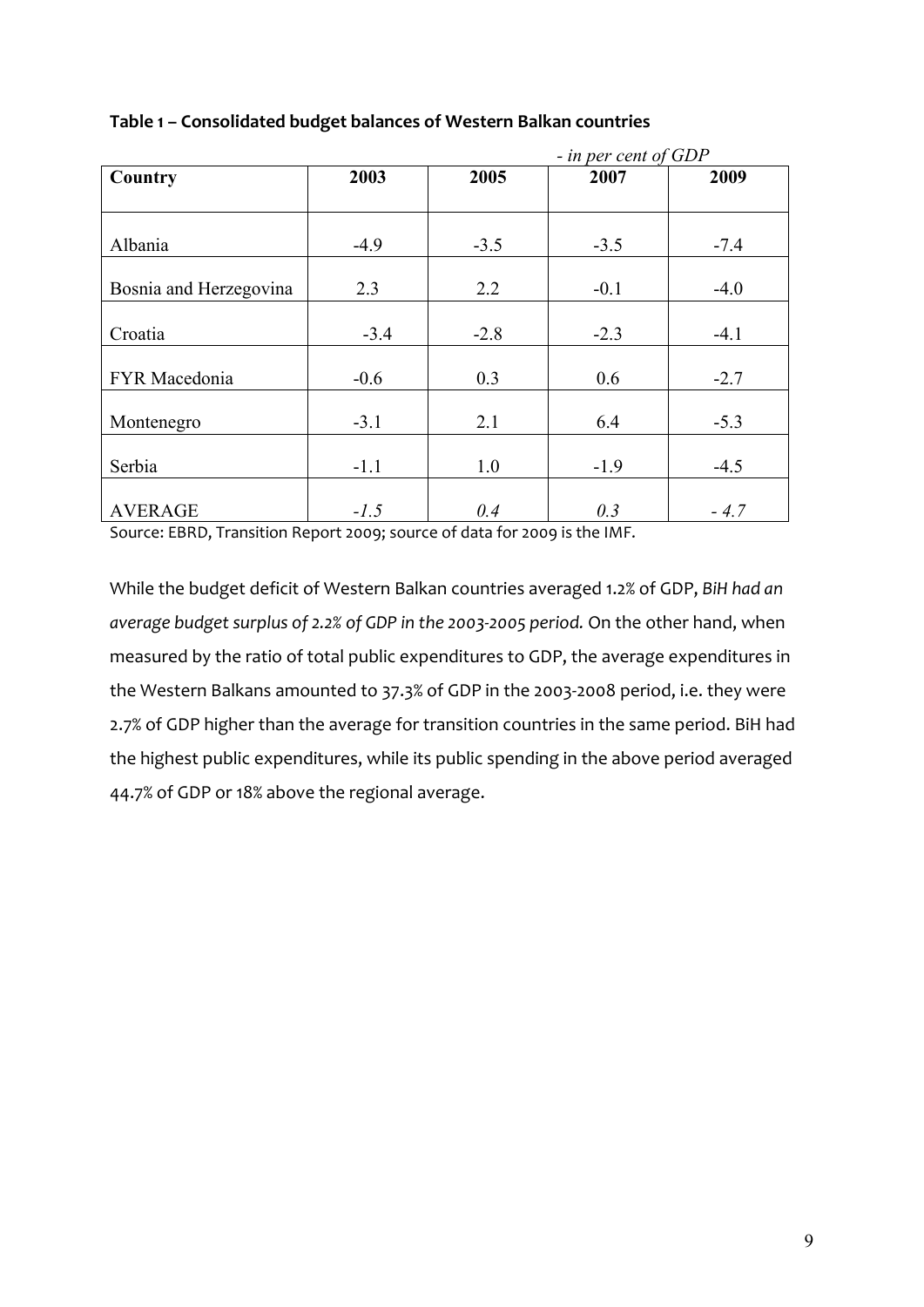**Table 1 – Consolidated budget balances of Western Balkan countries**

*- in per cent of GDP*

| Country | 2003 | 2005 | 2007 | 2009 |
|---|---|---|---|---|
| Albania | -4.9 | -3.5 | -3.5 | -7.4 |
| Bosnia and Herzegovina | 2.3 | 2.2 | -0.1 | -4.0 |
| Croatia | -3.4 | -2.8 | -2.3 | -4.1 |
| FYR Macedonia | -0.6 | 0.3 | 0.6 | -2.7 |
| Montenegro | -3.1 | 2.1 | 6.4 | -5.3 |
| Serbia | -1.1 | 1.0 | -1.9 | -4.5 |
| AVERAGE | *-1.5* | *0.4* | *0.3* | *- 4.7* |

Source: EBRD, Transition Report 2009; source of data for 2009 is the IMF.

While the budget deficit of Western Balkan countries averaged 1.2% of GDP, *BiH had an average budget surplus of 2.2% of GDP in the 2003-2005 period.* On the other hand, when measured by the ratio of total public expenditures to GDP, the average expenditures in the Western Balkans amounted to 37.3% of GDP in the 2003-2008 period, i.e. they were 2.7% of GDP higher than the average for transition countries in the same period. BiH had the highest public expenditures, while its public spending in the above period averaged 44.7% of GDP or 18% above the regional average.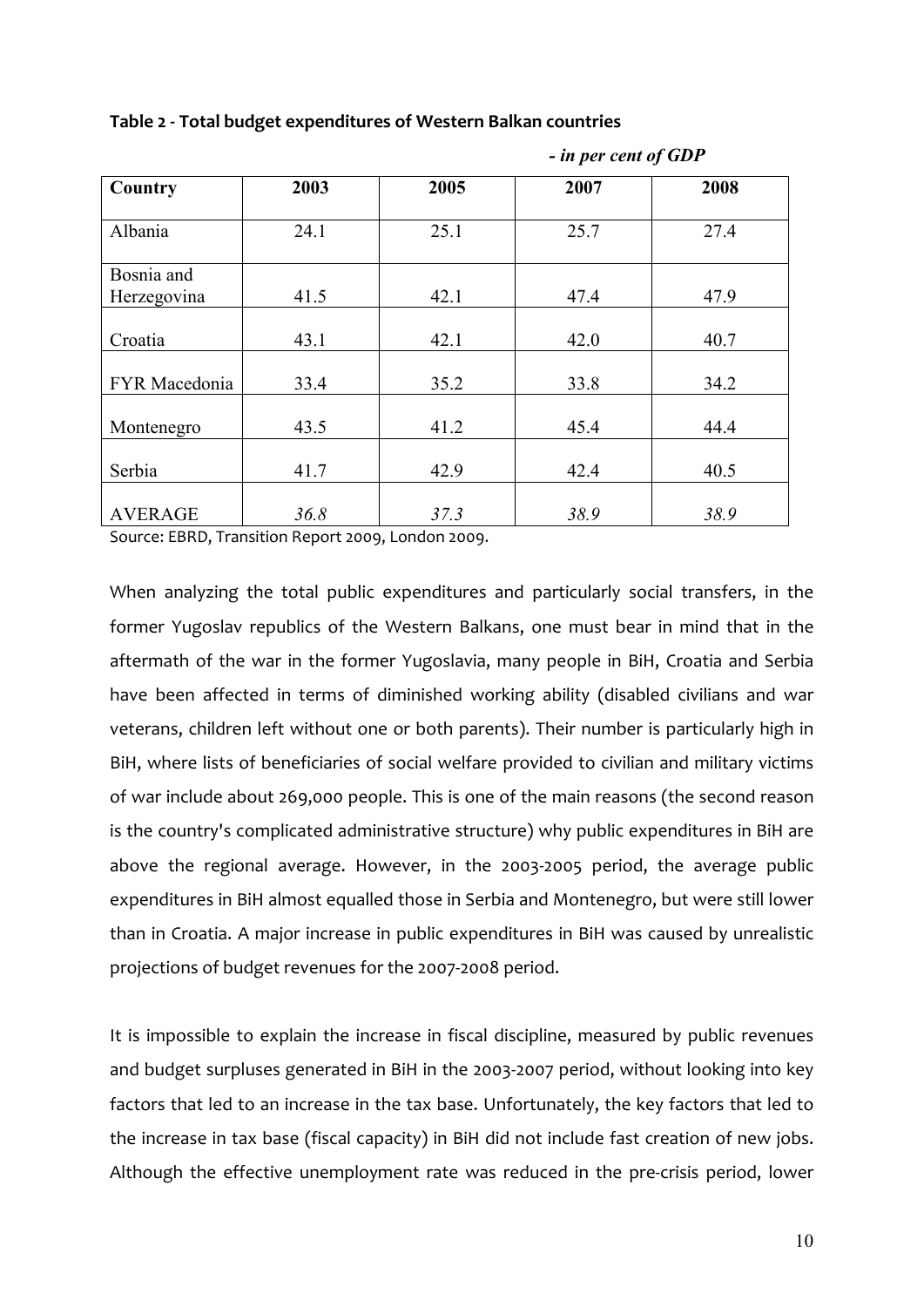**Table 2 - Total budget expenditures of Western Balkan countries**

*- in per cent of GDP*

| Country | 2003 | 2005 | 2007 | 2008 |
|---|---|---|---|---|
| Albania | 24.1 | 25.1 | 25.7 | 27.4 |
| Bosnia and Herzegovina | 41.5 | 42.1 | 47.4 | 47.9 |
| Croatia | 43.1 | 42.1 | 42.0 | 40.7 |
| FYR Macedonia | 33.4 | 35.2 | 33.8 | 34.2 |
| Montenegro | 43.5 | 41.2 | 45.4 | 44.4 |
| Serbia | 41.7 | 42.9 | 42.4 | 40.5 |
| AVERAGE | *36.8* | *37.3* | *38.9* | *38.9* |

Source: EBRD, Transition Report 2009, London 2009.

When analyzing the total public expenditures and particularly social transfers, in the former Yugoslav republics of the Western Balkans, one must bear in mind that in the aftermath of the war in the former Yugoslavia, many people in BiH, Croatia and Serbia have been affected in terms of diminished working ability (disabled civilians and war veterans, children left without one or both parents). Their number is particularly high in BiH, where lists of beneficiaries of social welfare provided to civilian and military victims of war include about 269,000 people. This is one of the main reasons (the second reason is the country's complicated administrative structure) why public expenditures in BiH are above the regional average. However, in the 2003-2005 period, the average public expenditures in BiH almost equalled those in Serbia and Montenegro, but were still lower than in Croatia. A major increase in public expenditures in BiH was caused by unrealistic projections of budget revenues for the 2007-2008 period.

It is impossible to explain the increase in fiscal discipline, measured by public revenues and budget surpluses generated in BiH in the 2003-2007 period, without looking into key factors that led to an increase in the tax base. Unfortunately, the key factors that led to the increase in tax base (fiscal capacity) in BiH did not include fast creation of new jobs. Although the effective unemployment rate was reduced in the pre-crisis period, lower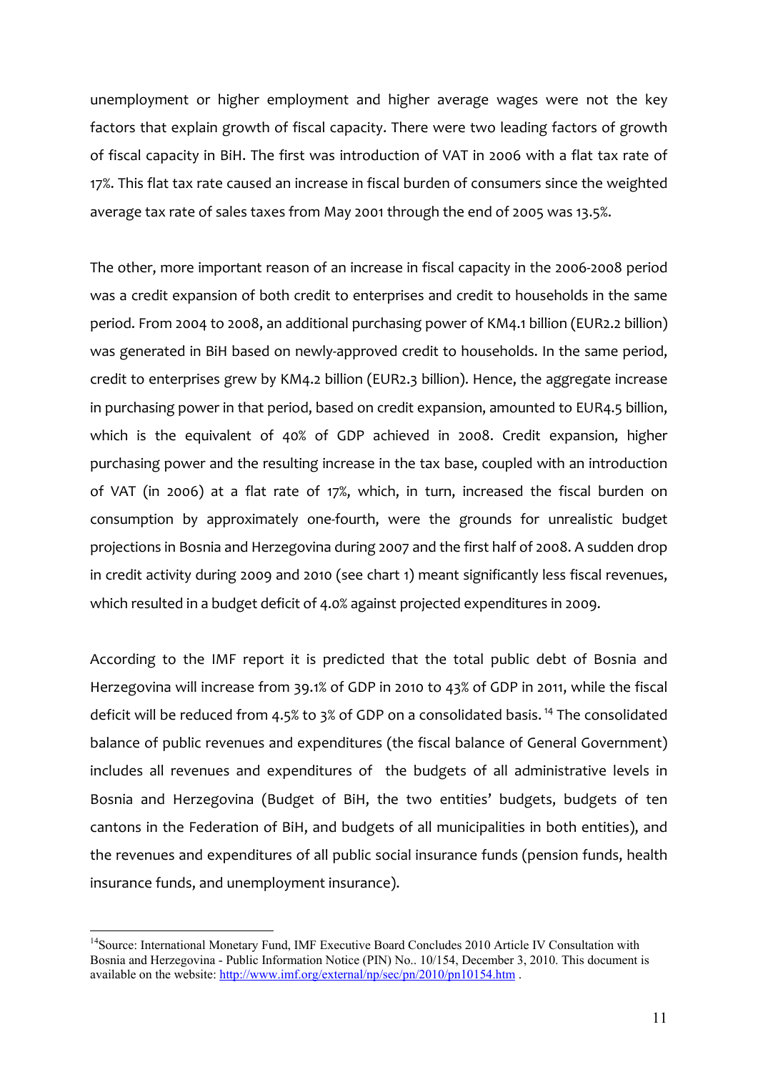unemployment or higher employment and higher average wages were not the key factors that explain growth of fiscal capacity. There were two leading factors of growth of fiscal capacity in BiH. The first was introduction of VAT in 2006 with a flat tax rate of 17%. This flat tax rate caused an increase in fiscal burden of consumers since the weighted average tax rate of sales taxes from May 2001 through the end of 2005 was 13.5%.

The other, more important reason of an increase in fiscal capacity in the 2006-2008 period was a credit expansion of both credit to enterprises and credit to households in the same period. From 2004 to 2008, an additional purchasing power of KM4.1 billion (EUR2.2 billion) was generated in BiH based on newly-approved credit to households. In the same period, credit to enterprises grew by KM4.2 billion (EUR2.3 billion). Hence, the aggregate increase in purchasing power in that period, based on credit expansion, amounted to EUR4.5 billion, which is the equivalent of 40% of GDP achieved in 2008. Credit expansion, higher purchasing power and the resulting increase in the tax base, coupled with an introduction of VAT (in 2006) at a flat rate of 17%, which, in turn, increased the fiscal burden on consumption by approximately one-fourth, were the grounds for unrealistic budget projections in Bosnia and Herzegovina during 2007 and the first half of 2008. A sudden drop in credit activity during 2009 and 2010 (see chart 1) meant significantly less fiscal revenues, which resulted in a budget deficit of 4.0% against projected expenditures in 2009.

According to the IMF report it is predicted that the total public debt of Bosnia and Herzegovina will increase from 39.1% of GDP in 2010 to 43% of GDP in 2011, while the fiscal deficit will be reduced from 4.5% to 3% of GDP on a consolidated basis.[14] The consolidated balance of public revenues and expenditures (the fiscal balance of General Government) includes all revenues and expenditures of the budgets of all administrative levels in Bosnia and Herzegovina (Budget of BiH, the two entities' budgets, budgets of ten cantons in the Federation of BiH, and budgets of all municipalities in both entities), and the revenues and expenditures of all public social insurance funds (pension funds, health insurance funds, and unemployment insurance).

---

[14] Source: International Monetary Fund, IMF Executive Board Concludes 2010 Article IV Consultation with Bosnia and Herzegovina - Public Information Notice (PIN) No.. 10/154, December 3, 2010. This document is available on the website: http://www.imf.org/external/np/sec/pn/2010/pn10154.htm .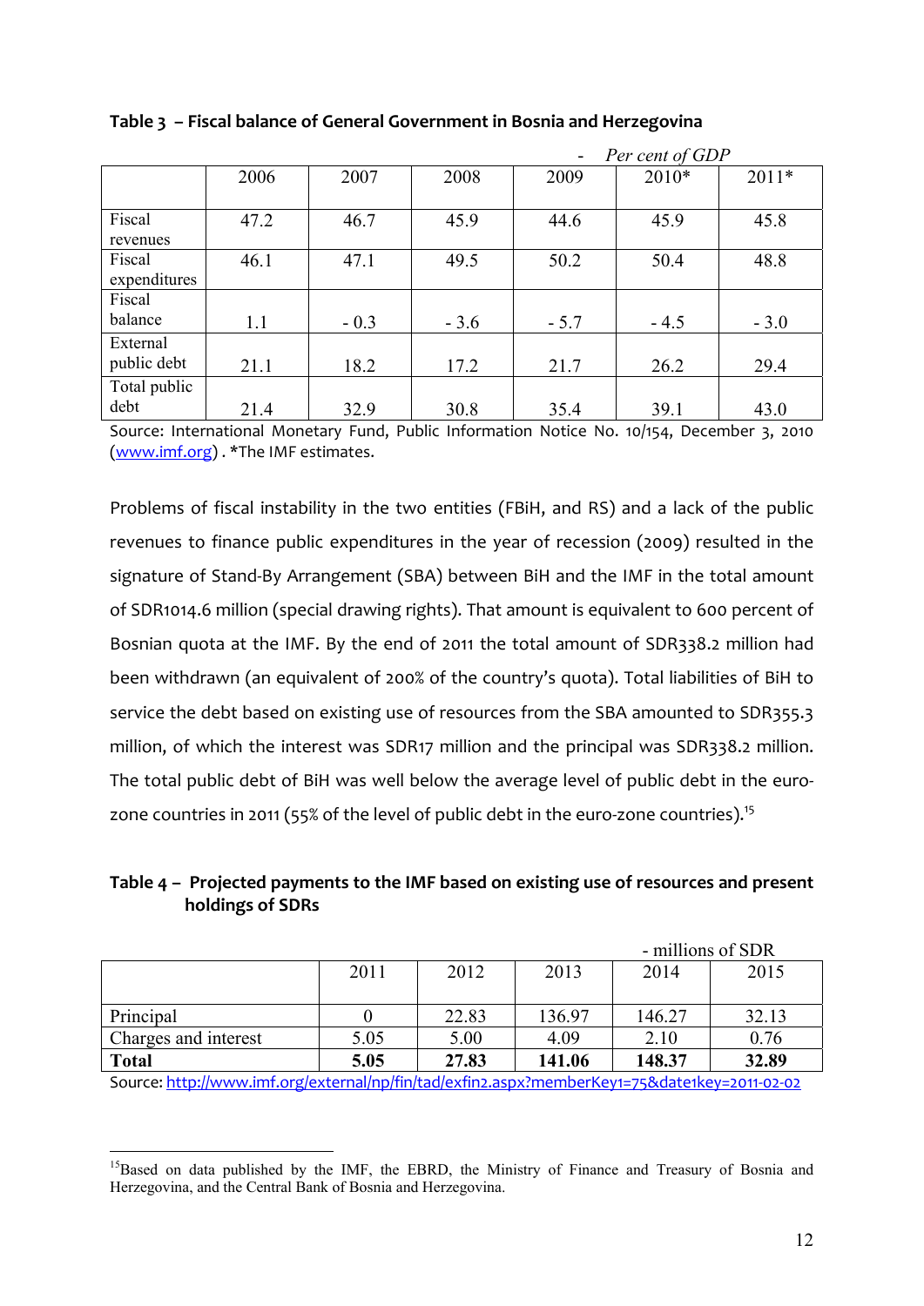**Table 3 – Fiscal balance of General Government in Bosnia and Herzegovina**

*- Per cent of GDP*

| | 2006 | 2007 | 2008 | 2009 | 2010* | 2011* |
|---|---|---|---|---|---|---|
| Fiscal revenues | 47.2 | 46.7 | 45.9 | 44.6 | 45.9 | 45.8 |
| Fiscal expenditures | 46.1 | 47.1 | 49.5 | 50.2 | 50.4 | 48.8 |
| Fiscal balance | 1.1 | - 0.3 | - 3.6 | - 5.7 | - 4.5 | - 3.0 |
| External public debt | 21.1 | 18.2 | 17.2 | 21.7 | 26.2 | 29.4 |
| Total public debt | 21.4 | 32.9 | 30.8 | 35.4 | 39.1 | 43.0 |

Source: International Monetary Fund, Public Information Notice No. 10/154, December 3, 2010 (www.imf.org) . *The IMF estimates.

Problems of fiscal instability in the two entities (FBiH, and RS) and a lack of the public revenues to finance public expenditures in the year of recession (2009) resulted in the signature of Stand-By Arrangement (SBA) between BiH and the IMF in the total amount of SDR1014.6 million (special drawing rights). That amount is equivalent to 600 percent of Bosnian quota at the IMF. By the end of 2011 the total amount of SDR338.2 million had been withdrawn (an equivalent of 200% of the country's quota). Total liabilities of BiH to service the debt based on existing use of resources from the SBA amounted to SDR355.3 million, of which the interest was SDR17 million and the principal was SDR338.2 million. The total public debt of BiH was well below the average level of public debt in the euro-zone countries in 2011 (55% of the level of public debt in the euro-zone countries).[15]

**Table 4 – Projected payments to the IMF based on existing use of resources and present holdings of SDRs**

- millions of SDR

| | 2011 | 2012 | 2013 | 2014 | 2015 |
|---|---|---|---|---|---|
| Principal | 0 | 22.83 | 136.97 | 146.27 | 32.13 |
| Charges and interest | 5.05 | 5.00 | 4.09 | 2.10 | 0.76 |
| **Total** | **5.05** | **27.83** | **141.06** | **148.37** | **32.89** |

Source: http://www.imf.org/external/np/fin/tad/exfin2.aspx?memberKey1=75&date1key=2011-02-02

[15]Based on data published by the IMF, the EBRD, the Ministry of Finance and Treasury of Bosnia and Herzegovina, and the Central Bank of Bosnia and Herzegovina.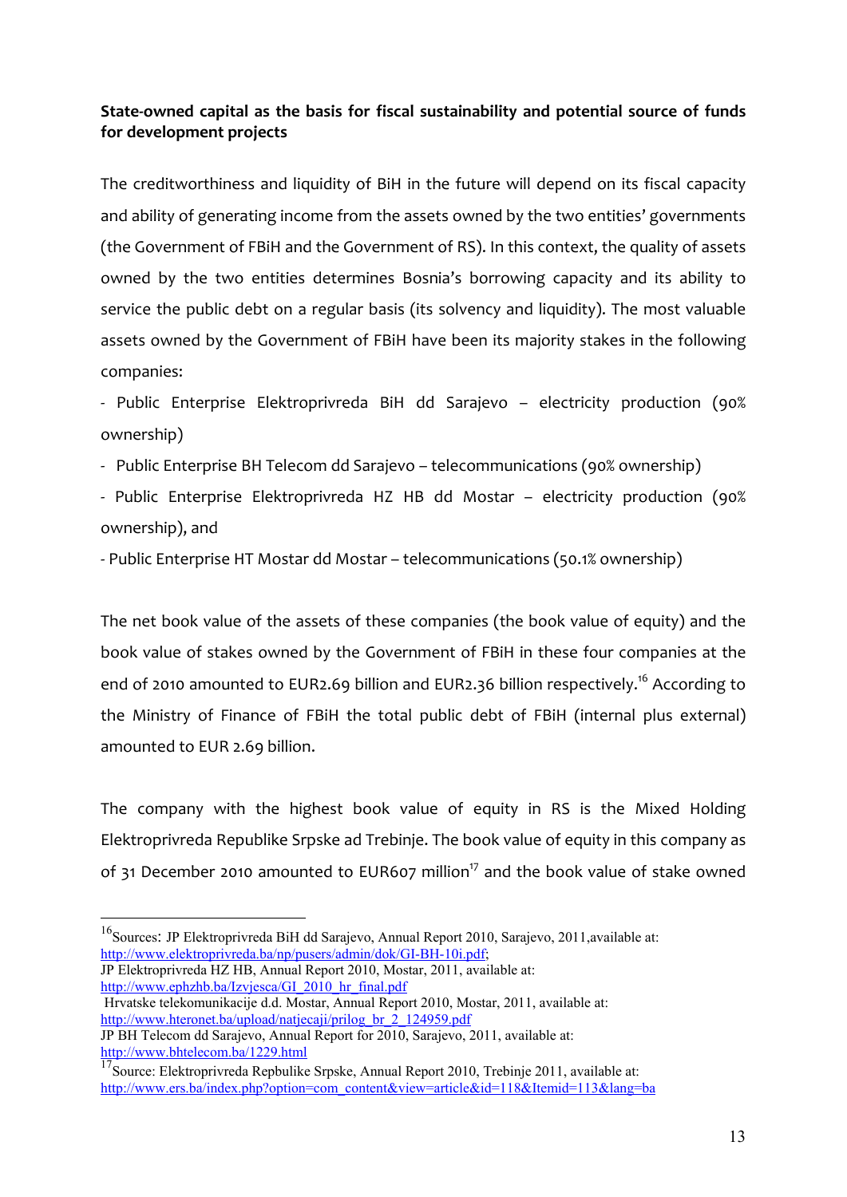**State-owned capital as the basis for fiscal sustainability and potential source of funds for development projects**

The creditworthiness and liquidity of BiH in the future will depend on its fiscal capacity and ability of generating income from the assets owned by the two entities' governments (the Government of FBiH and the Government of RS). In this context, the quality of assets owned by the two entities determines Bosnia's borrowing capacity and its ability to service the public debt on a regular basis (its solvency and liquidity). The most valuable assets owned by the Government of FBiH have been its majority stakes in the following companies:

- Public Enterprise Elektroprivreda BiH dd Sarajevo – electricity production (90% ownership)
- Public Enterprise BH Telecom dd Sarajevo – telecommunications (90% ownership)
- Public Enterprise Elektroprivreda HZ HB dd Mostar – electricity production (90% ownership), and
- Public Enterprise HT Mostar dd Mostar – telecommunications (50.1% ownership)

The net book value of the assets of these companies (the book value of equity) and the book value of stakes owned by the Government of FBiH in these four companies at the end of 2010 amounted to EUR2.69 billion and EUR2.36 billion respectively.[16] According to the Ministry of Finance of FBiH the total public debt of FBiH (internal plus external) amounted to EUR 2.69 billion.

The company with the highest book value of equity in RS is the Mixed Holding Elektroprivreda Republike Srpske ad Trebinje. The book value of equity in this company as of 31 December 2010 amounted to EUR607 million[17] and the book value of stake owned

---

[16] Sources: JP Elektroprivreda BiH dd Sarajevo, Annual Report 2010, Sarajevo, 2011,available at: http://www.elektroprivreda.ba/np/pusers/admin/dok/GI-BH-10i.pdf;
JP Elektroprivreda HZ HB, Annual Report 2010, Mostar, 2011, available at: http://www.ephzhb.ba/Izvjesca/GI_2010_hr_final.pdf
Hrvatske telekomunikacije d.d. Mostar, Annual Report 2010, Mostar, 2011, available at: http://www.hteronet.ba/upload/natjecaji/prilog_br_2_124959.pdf
JP BH Telecom dd Sarajevo, Annual Report for 2010, Sarajevo, 2011, available at: http://www.bhtelecom.ba/1229.html

[17] Source: Elektroprivreda Repbulike Srpske, Annual Report 2010, Trebinje 2011, available at: http://www.ers.ba/index.php?option=com_content&view=article&id=118&Itemid=113&lang=ba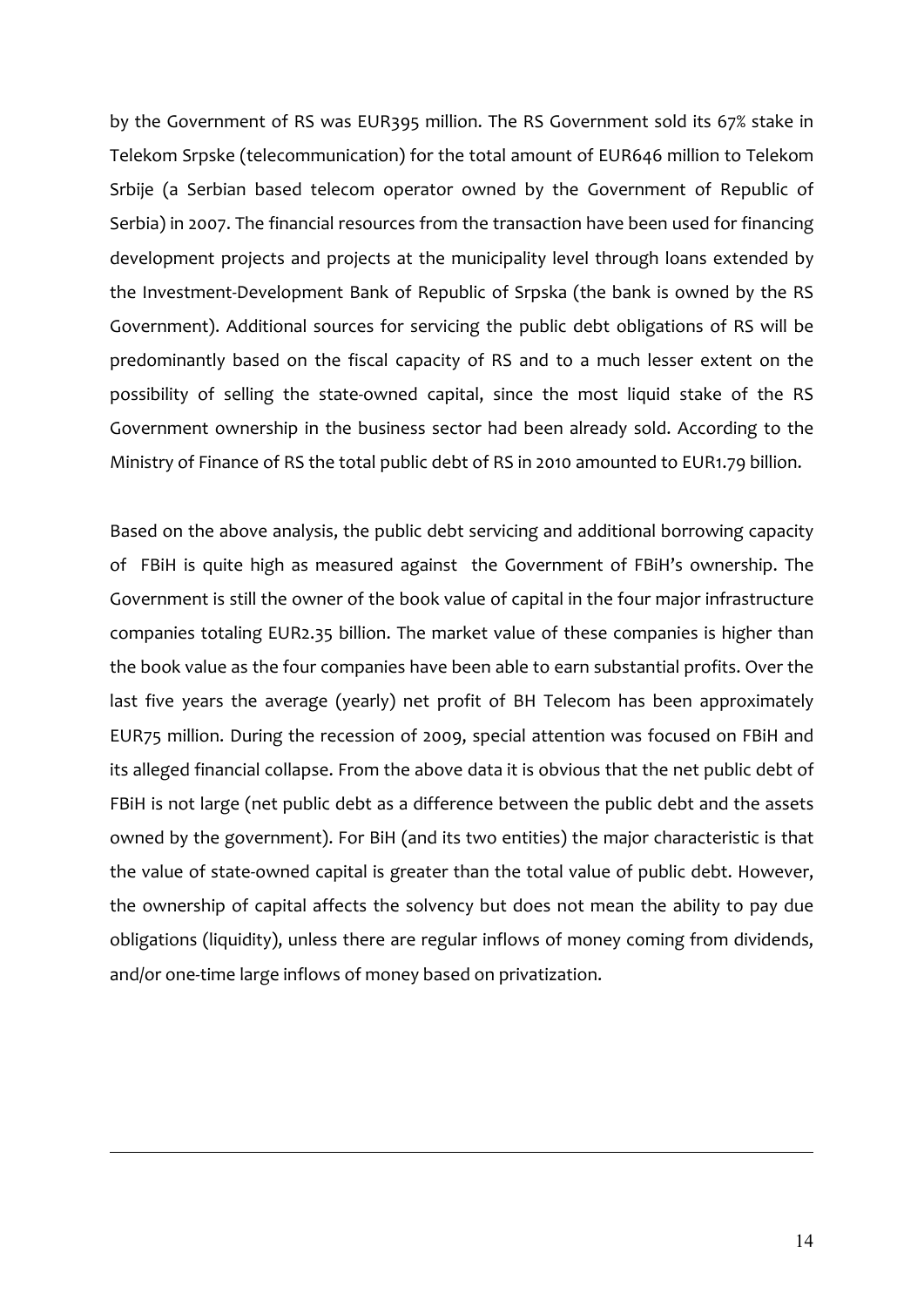by the Government of RS was EUR395 million. The RS Government sold its 67% stake in Telekom Srpske (telecommunication) for the total amount of EUR646 million to Telekom Srbije (a Serbian based telecom operator owned by the Government of Republic of Serbia) in 2007. The financial resources from the transaction have been used for financing development projects and projects at the municipality level through loans extended by the Investment-Development Bank of Republic of Srpska (the bank is owned by the RS Government). Additional sources for servicing the public debt obligations of RS will be predominantly based on the fiscal capacity of RS and to a much lesser extent on the possibility of selling the state-owned capital, since the most liquid stake of the RS Government ownership in the business sector had been already sold. According to the Ministry of Finance of RS the total public debt of RS in 2010 amounted to EUR1.79 billion.

Based on the above analysis, the public debt servicing and additional borrowing capacity of FBiH is quite high as measured against the Government of FBiH's ownership. The Government is still the owner of the book value of capital in the four major infrastructure companies totaling EUR2.35 billion. The market value of these companies is higher than the book value as the four companies have been able to earn substantial profits. Over the last five years the average (yearly) net profit of BH Telecom has been approximately EUR75 million. During the recession of 2009, special attention was focused on FBiH and its alleged financial collapse. From the above data it is obvious that the net public debt of FBiH is not large (net public debt as a difference between the public debt and the assets owned by the government). For BiH (and its two entities) the major characteristic is that the value of state-owned capital is greater than the total value of public debt. However, the ownership of capital affects the solvency but does not mean the ability to pay due obligations (liquidity), unless there are regular inflows of money coming from dividends, and/or one-time large inflows of money based on privatization.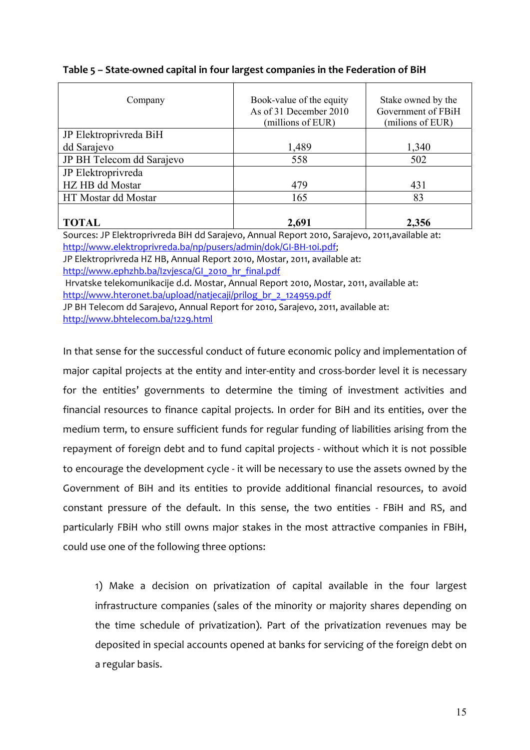**Table 5 – State-owned capital in four largest companies in the Federation of BiH**

| Company | Book-value of the equity As of 31 December 2010 (millions of EUR) | Stake owned by the Government of FBiH (milions of EUR) |
|---|---|---|
| JP Elektroprivreda BiH dd Sarajevo | 1,489 | 1,340 |
| JP BH Telecom dd Sarajevo | 558 | 502 |
| JP Elektroprivreda HZ HB dd Mostar | 479 | 431 |
| HT Mostar dd Mostar | 165 | 83 |
| **TOTAL** | **2,691** | **2,356** |

Sources: JP Elektroprivreda BiH dd Sarajevo, Annual Report 2010, Sarajevo, 2011,available at: http://www.elektroprivreda.ba/np/pusers/admin/dok/GI-BH-10i.pdf;
JP Elektroprivreda HZ HB, Annual Report 2010, Mostar, 2011, available at: http://www.ephzhb.ba/Izvjesca/GI_2010_hr_final.pdf
Hrvatske telekomunikacije d.d. Mostar, Annual Report 2010, Mostar, 2011, available at: http://www.hteronet.ba/upload/natjecaji/prilog_br_2_124959.pdf
JP BH Telecom dd Sarajevo, Annual Report for 2010, Sarajevo, 2011, available at: http://www.bhtelecom.ba/1229.html

In that sense for the successful conduct of future economic policy and implementation of major capital projects at the entity and inter-entity and cross-border level it is necessary for the entities' governments to determine the timing of investment activities and financial resources to finance capital projects. In order for BiH and its entities, over the medium term, to ensure sufficient funds for regular funding of liabilities arising from the repayment of foreign debt and to fund capital projects - without which it is not possible to encourage the development cycle - it will be necessary to use the assets owned by the Government of BiH and its entities to provide additional financial resources, to avoid constant pressure of the default. In this sense, the two entities - FBiH and RS, and particularly FBiH who still owns major stakes in the most attractive companies in FBiH, could use one of the following three options:

1) Make a decision on privatization of capital available in the four largest infrastructure companies (sales of the minority or majority shares depending on the time schedule of privatization). Part of the privatization revenues may be deposited in special accounts opened at banks for servicing of the foreign debt on a regular basis.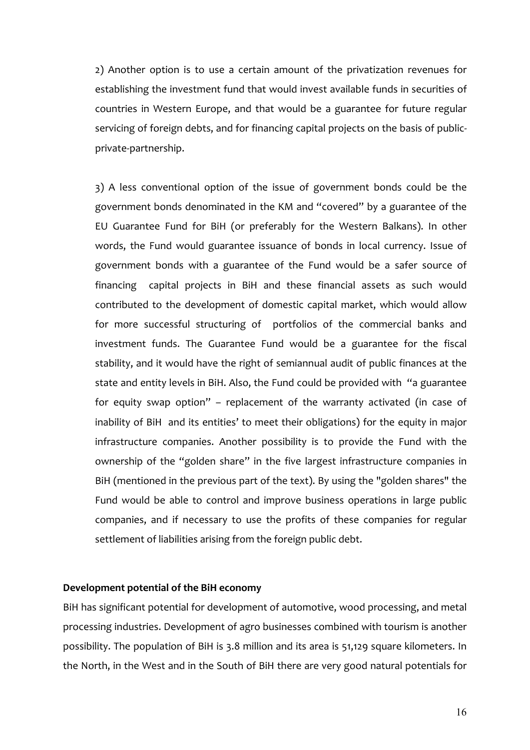2) Another option is to use a certain amount of the privatization revenues for establishing the investment fund that would invest available funds in securities of countries in Western Europe, and that would be a guarantee for future regular servicing of foreign debts, and for financing capital projects on the basis of public-private-partnership.

3) A less conventional option of the issue of government bonds could be the government bonds denominated in the KM and "covered" by a guarantee of the EU Guarantee Fund for BiH (or preferably for the Western Balkans). In other words, the Fund would guarantee issuance of bonds in local currency. Issue of government bonds with a guarantee of the Fund would be a safer source of financing capital projects in BiH and these financial assets as such would contributed to the development of domestic capital market, which would allow for more successful structuring of portfolios of the commercial banks and investment funds. The Guarantee Fund would be a guarantee for the fiscal stability, and it would have the right of semiannual audit of public finances at the state and entity levels in BiH. Also, the Fund could be provided with "a guarantee for equity swap option" – replacement of the warranty activated (in case of inability of BiH and its entities' to meet their obligations) for the equity in major infrastructure companies. Another possibility is to provide the Fund with the ownership of the "golden share" in the five largest infrastructure companies in BiH (mentioned in the previous part of the text). By using the "golden shares" the Fund would be able to control and improve business operations in large public companies, and if necessary to use the profits of these companies for regular settlement of liabilities arising from the foreign public debt.

**Development potential of the BiH economy**

BiH has significant potential for development of automotive, wood processing, and metal processing industries. Development of agro businesses combined with tourism is another possibility. The population of BiH is 3.8 million and its area is 51,129 square kilometers. In the North, in the West and in the South of BiH there are very good natural potentials for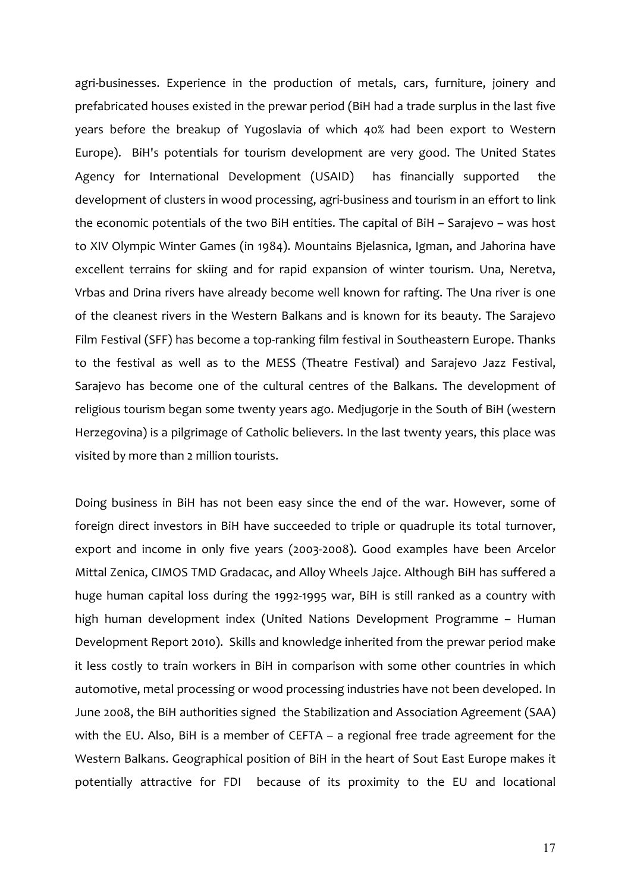agri-businesses. Experience in the production of metals, cars, furniture, joinery and prefabricated houses existed in the prewar period (BiH had a trade surplus in the last five years before the breakup of Yugoslavia of which 40% had been export to Western Europe). BiH's potentials for tourism development are very good. The United States Agency for International Development (USAID) has financially supported the development of clusters in wood processing, agri-business and tourism in an effort to link the economic potentials of the two BiH entities. The capital of BiH – Sarajevo – was host to XIV Olympic Winter Games (in 1984). Mountains Bjelasnica, Igman, and Jahorina have excellent terrains for skiing and for rapid expansion of winter tourism. Una, Neretva, Vrbas and Drina rivers have already become well known for rafting. The Una river is one of the cleanest rivers in the Western Balkans and is known for its beauty. The Sarajevo Film Festival (SFF) has become a top-ranking film festival in Southeastern Europe. Thanks to the festival as well as to the MESS (Theatre Festival) and Sarajevo Jazz Festival, Sarajevo has become one of the cultural centres of the Balkans. The development of religious tourism began some twenty years ago. Medjugorje in the South of BiH (western Herzegovina) is a pilgrimage of Catholic believers. In the last twenty years, this place was visited by more than 2 million tourists.

Doing business in BiH has not been easy since the end of the war. However, some of foreign direct investors in BiH have succeeded to triple or quadruple its total turnover, export and income in only five years (2003-2008). Good examples have been Arcelor Mittal Zenica, CIMOS TMD Gradacac, and Alloy Wheels Jajce. Although BiH has suffered a huge human capital loss during the 1992-1995 war, BiH is still ranked as a country with high human development index (United Nations Development Programme – Human Development Report 2010). Skills and knowledge inherited from the prewar period make it less costly to train workers in BiH in comparison with some other countries in which automotive, metal processing or wood processing industries have not been developed. In June 2008, the BiH authorities signed the Stabilization and Association Agreement (SAA) with the EU. Also, BiH is a member of CEFTA – a regional free trade agreement for the Western Balkans. Geographical position of BiH in the heart of Sout East Europe makes it potentially attractive for FDI because of its proximity to the EU and locational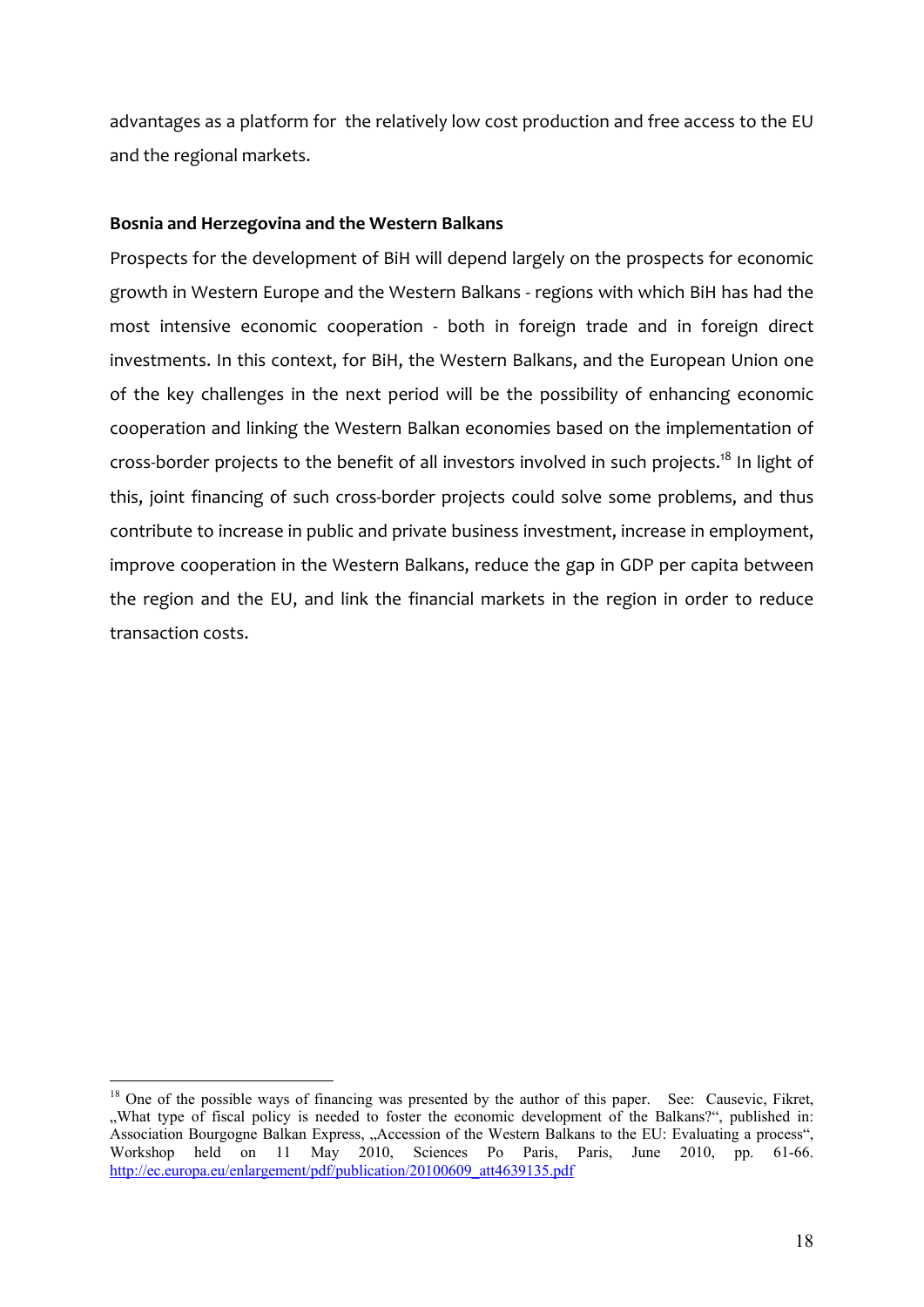advantages as a platform for the relatively low cost production and free access to the EU and the regional markets.

**Bosnia and Herzegovina and the Western Balkans**

Prospects for the development of BiH will depend largely on the prospects for economic growth in Western Europe and the Western Balkans - regions with which BiH has had the most intensive economic cooperation - both in foreign trade and in foreign direct investments. In this context, for BiH, the Western Balkans, and the European Union one of the key challenges in the next period will be the possibility of enhancing economic cooperation and linking the Western Balkan economies based on the implementation of cross-border projects to the benefit of all investors involved in such projects.[18] In light of this, joint financing of such cross-border projects could solve some problems, and thus contribute to increase in public and private business investment, increase in employment, improve cooperation in the Western Balkans, reduce the gap in GDP per capita between the region and the EU, and link the financial markets in the region in order to reduce transaction costs.

---

[18] One of the possible ways of financing was presented by the author of this paper. See: Causevic, Fikret, „What type of fiscal policy is needed to foster the economic development of the Balkans?", published in: Association Bourgogne Balkan Express, „Accession of the Western Balkans to the EU: Evaluating a process", Workshop held on 11 May 2010, Sciences Po Paris, Paris, June 2010, pp. 61-66. http://ec.europa.eu/enlargement/pdf/publication/20100609_att4639135.pdf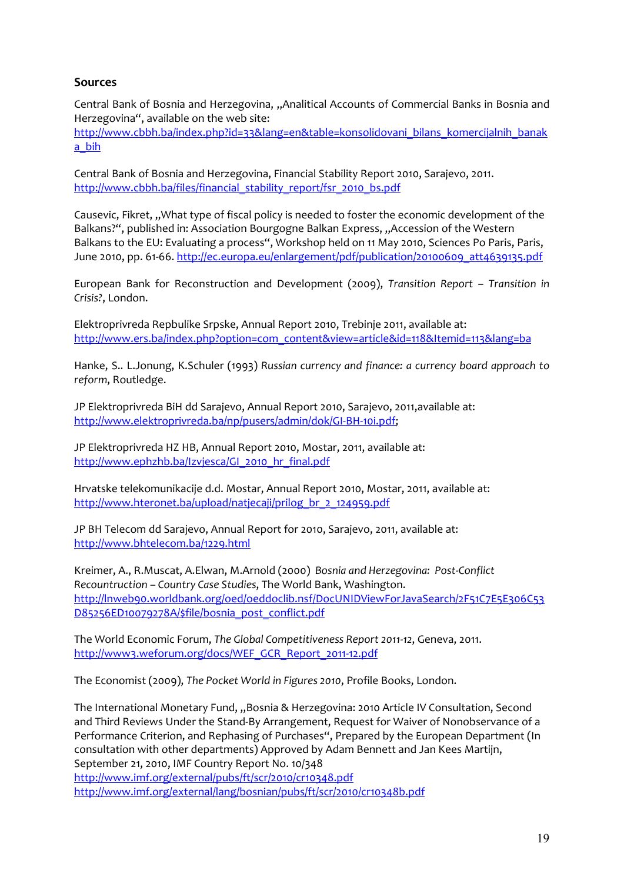## Sources

Central Bank of Bosnia and Herzegovina, „Analitical Accounts of Commercial Banks in Bosnia and Herzegovina“, available on the web site:
http://www.cbbh.ba/index.php?id=33&lang=en&table=konsolidovani_bilans_komercijalnih_banaka_bih

Central Bank of Bosnia and Herzegovina, Financial Stability Report 2010, Sarajevo, 2011.
http://www.cbbh.ba/files/financial_stability_report/fsr_2010_bs.pdf

Causevic, Fikret, „What type of fiscal policy is needed to foster the economic development of the Balkans?“, published in: Association Bourgogne Balkan Express, „Accession of the Western Balkans to the EU: Evaluating a process“, Workshop held on 11 May 2010, Sciences Po Paris, Paris, June 2010, pp. 61-66. http://ec.europa.eu/enlargement/pdf/publication/20100609_att4639135.pdf

European Bank for Reconstruction and Development (2009), *Transition Report – Transition in Crisis?*, London.

Elektroprivreda Repbulike Srpske, Annual Report 2010, Trebinje 2011, available at:
http://www.ers.ba/index.php?option=com_content&view=article&id=118&Itemid=113&lang=ba

Hanke, S.. L.Jonung, K.Schuler (1993) *Russian currency and finance: a currency board approach to reform*, Routledge.

JP Elektroprivreda BiH dd Sarajevo, Annual Report 2010, Sarajevo, 2011,available at:
http://www.elektroprivreda.ba/np/pusers/admin/dok/GI-BH-10i.pdf;

JP Elektroprivreda HZ HB, Annual Report 2010, Mostar, 2011, available at:
http://www.ephzhb.ba/Izvjesca/GI_2010_hr_final.pdf

Hrvatske telekomunikacije d.d. Mostar, Annual Report 2010, Mostar, 2011, available at:
http://www.hteronet.ba/upload/natjecaji/prilog_br_2_124959.pdf

JP BH Telecom dd Sarajevo, Annual Report for 2010, Sarajevo, 2011, available at:
http://www.bhtelecom.ba/1229.html

Kreimer, A., R.Muscat, A.Elwan, M.Arnold (2000) *Bosnia and Herzegovina: Post-Conflict Recountruction – Country Case Studies*, The World Bank, Washington.
http://lnweb90.worldbank.org/oed/oeddoclib.nsf/DocUNIDViewForJavaSearch/2F51C7E5E306C53D85256ED10079278A/$file/bosnia_post_conflict.pdf

The World Economic Forum, *The Global Competitiveness Report 2011-12*, Geneva, 2011.
http://www3.weforum.org/docs/WEF_GCR_Report_2011-12.pdf

The Economist (2009), *The Pocket World in Figures 2010*, Profile Books, London.

The International Monetary Fund, „Bosnia & Herzegovina: 2010 Article IV Consultation, Second and Third Reviews Under the Stand-By Arrangement, Request for Waiver of Nonobservance of a Performance Criterion, and Rephasing of Purchases“, Prepared by the European Department (In consultation with other departments) Approved by Adam Bennett and Jan Kees Martijn, September 21, 2010, IMF Country Report No. 10/348
http://www.imf.org/external/pubs/ft/scr/2010/cr10348.pdf
http://www.imf.org/external/lang/bosnian/pubs/ft/scr/2010/cr10348b.pdf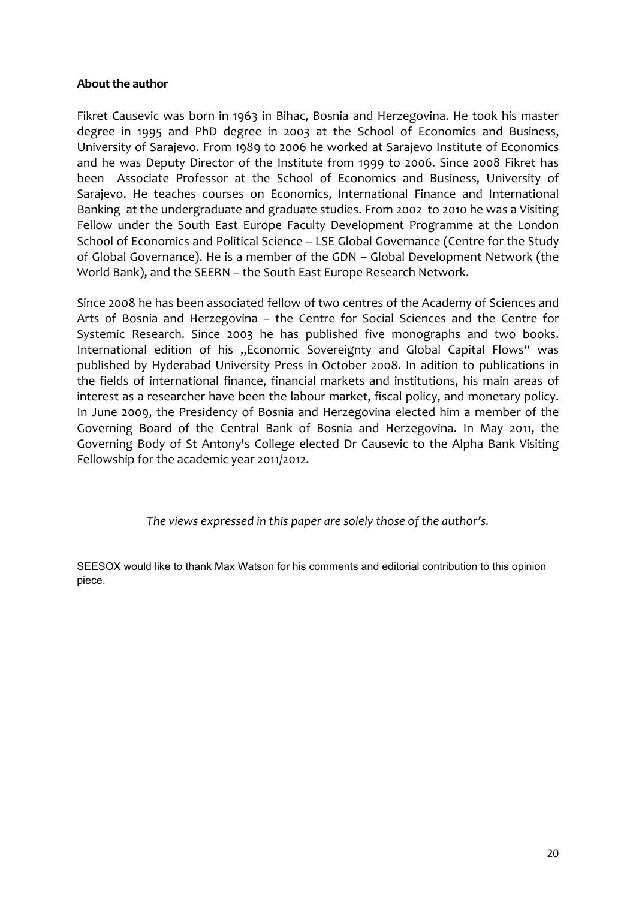**About the author**

Fikret Causevic was born in 1963 in Bihac, Bosnia and Herzegovina. He took his master degree in 1995 and PhD degree in 2003 at the School of Economics and Business, University of Sarajevo. From 1989 to 2006 he worked at Sarajevo Institute of Economics and he was Deputy Director of the Institute from 1999 to 2006. Since 2008 Fikret has been Associate Professor at the School of Economics and Business, University of Sarajevo. He teaches courses on Economics, International Finance and International Banking at the undergraduate and graduate studies. From 2002 to 2010 he was a Visiting Fellow under the South East Europe Faculty Development Programme at the London School of Economics and Political Science – LSE Global Governance (Centre for the Study of Global Governance). He is a member of the GDN – Global Development Network (the World Bank), and the SEERN – the South East Europe Research Network.

Since 2008 he has been associated fellow of two centres of the Academy of Sciences and Arts of Bosnia and Herzegovina – the Centre for Social Sciences and the Centre for Systemic Research. Since 2003 he has published five monographs and two books. International edition of his „Economic Sovereignty and Global Capital Flows“ was published by Hyderabad University Press in October 2008. In adition to publications in the fields of international finance, financial markets and institutions, his main areas of interest as a researcher have been the labour market, fiscal policy, and monetary policy. In June 2009, the Presidency of Bosnia and Herzegovina elected him a member of the Governing Board of the Central Bank of Bosnia and Herzegovina. In May 2011, the Governing Body of St Antony's College elected Dr Causevic to the Alpha Bank Visiting Fellowship for the academic year 2011/2012.

*The views expressed in this paper are solely those of the author's.*

SEESOX would like to thank Max Watson for his comments and editorial contribution to this opinion piece.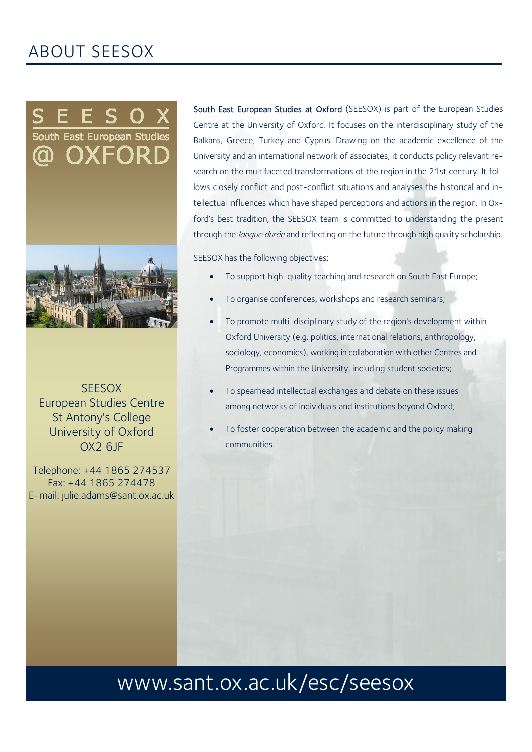# ABOUT SEESOX

SEESOX
South East European Studies
@ OXFORD

SEESOX
European Studies Centre
St Antony's College
University of Oxford
OX2 6JF

Telephone: +44 1865 274537
Fax: +44 1865 274478
E-mail: julie.adams@sant.ox.ac.uk

South East European Studies at Oxford (SEESOX) is part of the European Studies Centre at the University of Oxford. It focuses on the interdisciplinary study of the Balkans, Greece, Turkey and Cyprus. Drawing on the academic excellence of the University and an international network of associates, it conducts policy relevant research on the multifaceted transformations of the region in the 21st century. It follows closely conflict and post-conflict situations and analyses the historical and intellectual influences which have shaped perceptions and actions in the region. In Oxford's best tradition, the SEESOX team is committed to understanding the present through the *longue durée* and reflecting on the future through high quality scholarship.

SEESOX has the following objectives:

- To support high-quality teaching and research on South East Europe;
- To organise conferences, workshops and research seminars;
- To promote multi-disciplinary study of the region's development within Oxford University (e.g. politics, international relations, anthropology, sociology, economics), working in collaboration with other Centres and Programmes within the University, including student societies;
- To spearhead intellectual exchanges and debate on these issues among networks of individuals and institutions beyond Oxford;
- To foster cooperation between the academic and the policy making communities.

www.sant.ox.ac.uk/esc/seesox